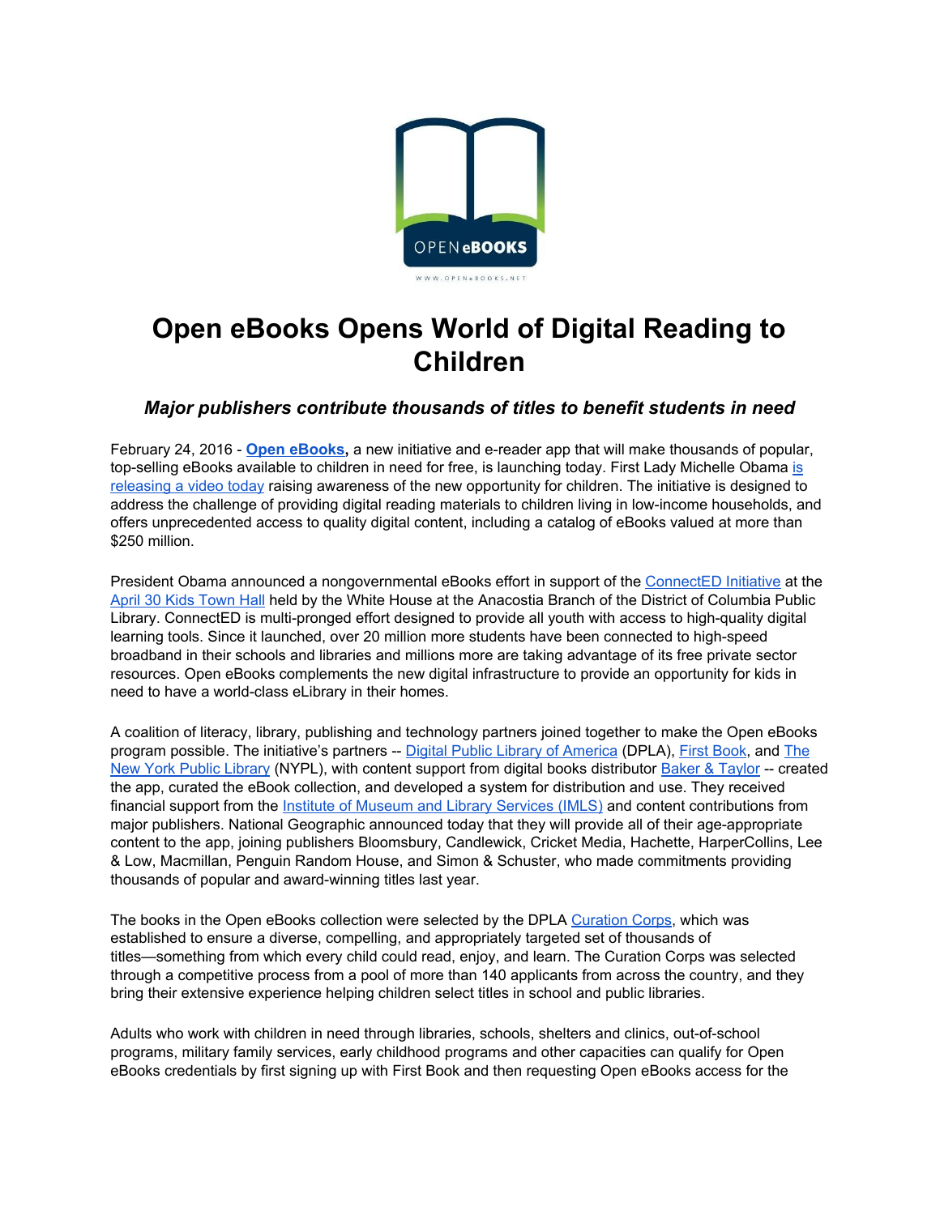# Open eBooks Opens World of Digital Reading to Children

### *Major publishers contribute thousands of titles to benefit students in need*

February 24, 2016 - **Open eBooks,** a new initiative and e-reader app that will make thousands of popular, top-selling eBooks available to children in need for free, is launching today. First Lady Michelle Obama is releasing a video today raising awareness of the new opportunity for children. The initiative is designed to address the challenge of providing digital reading materials to children living in low-income households, and offers unprecedented access to quality digital content, including a catalog of eBooks valued at more than $250 million.

President Obama announced a nongovernmental eBooks effort in support of the ConnectED Initiative at the April 30 Kids Town Hall held by the White House at the Anacostia Branch of the District of Columbia Public Library. ConnectED is multi-pronged effort designed to provide all youth with access to high-quality digital learning tools. Since it launched, over 20 million more students have been connected to high-speed broadband in their schools and libraries and millions more are taking advantage of its free private sector resources. Open eBooks complements the new digital infrastructure to provide an opportunity for kids in need to have a world-class eLibrary in their homes.

A coalition of literacy, library, publishing and technology partners joined together to make the Open eBooks program possible. The initiative's partners -- Digital Public Library of America (DPLA), First Book, and The New York Public Library (NYPL), with content support from digital books distributor Baker & Taylor -- created the app, curated the eBook collection, and developed a system for distribution and use. They received financial support from the Institute of Museum and Library Services (IMLS) and content contributions from major publishers. National Geographic announced today that they will provide all of their age-appropriate content to the app, joining publishers Bloomsbury, Candlewick, Cricket Media, Hachette, HarperCollins, Lee & Low, Macmillan, Penguin Random House, and Simon & Schuster, who made commitments providing thousands of popular and award-winning titles last year.

The books in the Open eBooks collection were selected by the DPLA Curation Corps, which was established to ensure a diverse, compelling, and appropriately targeted set of thousands of titles—something from which every child could read, enjoy, and learn. The Curation Corps was selected through a competitive process from a pool of more than 140 applicants from across the country, and they bring their extensive experience helping children select titles in school and public libraries.

Adults who work with children in need through libraries, schools, shelters and clinics, out-of-school programs, military family services, early childhood programs and other capacities can qualify for Open eBooks credentials by first signing up with First Book and then requesting Open eBooks access for the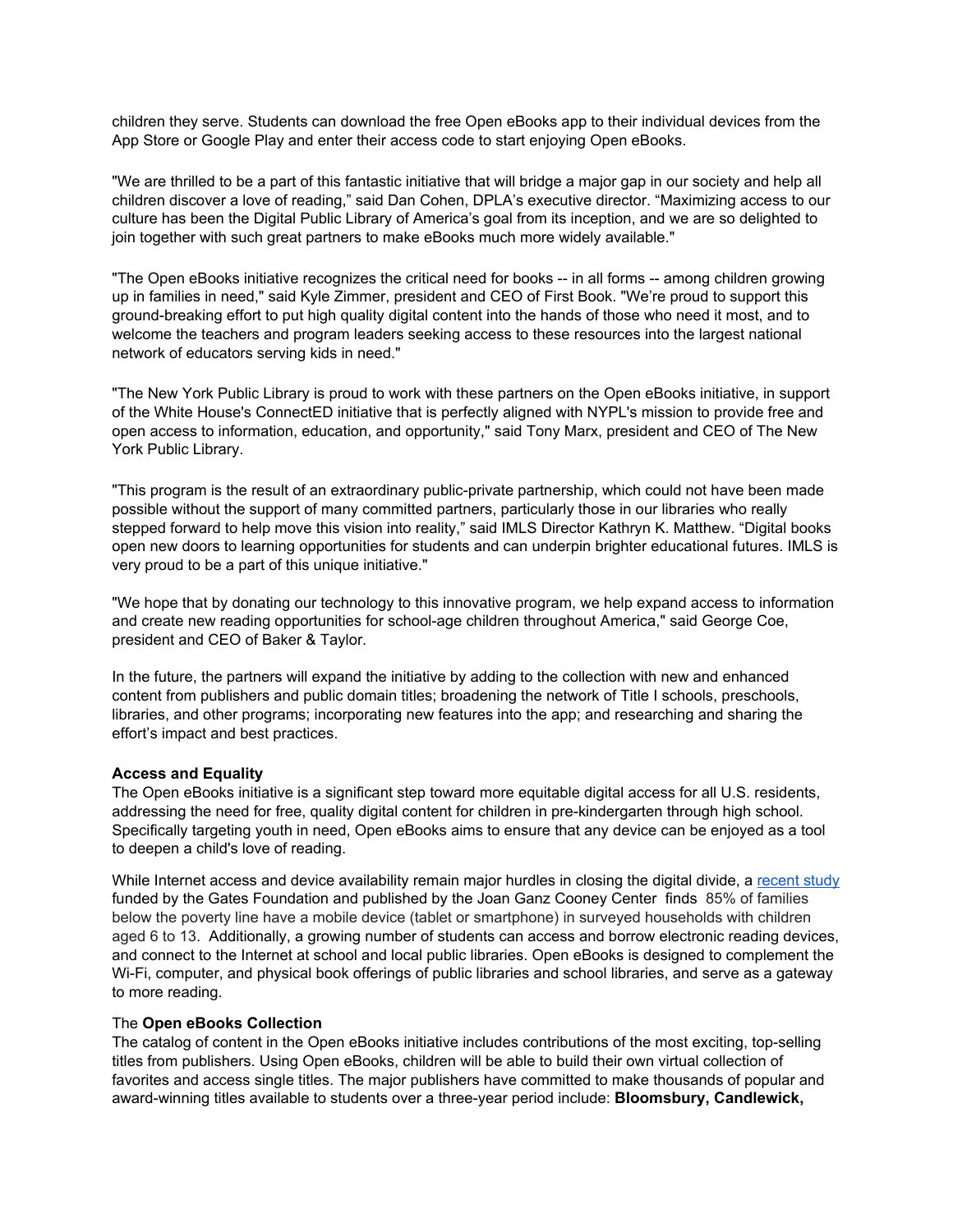children they serve. Students can download the free Open eBooks app to their individual devices from the App Store or Google Play and enter their access code to start enjoying Open eBooks.

"We are thrilled to be a part of this fantastic initiative that will bridge a major gap in our society and help all children discover a love of reading," said Dan Cohen, DPLA's executive director. "Maximizing access to our culture has been the Digital Public Library of America's goal from its inception, and we are so delighted to join together with such great partners to make eBooks much more widely available."

"The Open eBooks initiative recognizes the critical need for books -- in all forms -- among children growing up in families in need," said Kyle Zimmer, president and CEO of First Book. "We're proud to support this ground-breaking effort to put high quality digital content into the hands of those who need it most, and to welcome the teachers and program leaders seeking access to these resources into the largest national network of educators serving kids in need."

"The New York Public Library is proud to work with these partners on the Open eBooks initiative, in support of the White House's ConnectED initiative that is perfectly aligned with NYPL's mission to provide free and open access to information, education, and opportunity," said Tony Marx, president and CEO of The New York Public Library.

"This program is the result of an extraordinary public-private partnership, which could not have been made possible without the support of many committed partners, particularly those in our libraries who really stepped forward to help move this vision into reality," said IMLS Director Kathryn K. Matthew. "Digital books open new doors to learning opportunities for students and can underpin brighter educational futures. IMLS is very proud to be a part of this unique initiative."

"We hope that by donating our technology to this innovative program, we help expand access to information and create new reading opportunities for school-age children throughout America," said George Coe, president and CEO of Baker & Taylor.

In the future, the partners will expand the initiative by adding to the collection with new and enhanced content from publishers and public domain titles; broadening the network of Title I schools, preschools, libraries, and other programs; incorporating new features into the app; and researching and sharing the effort's impact and best practices.

**Access and Equality**

The Open eBooks initiative is a significant step toward more equitable digital access for all U.S. residents, addressing the need for free, quality digital content for children in pre-kindergarten through high school. Specifically targeting youth in need, Open eBooks aims to ensure that any device can be enjoyed as a tool to deepen a child's love of reading.

While Internet access and device availability remain major hurdles in closing the digital divide, a recent study funded by the Gates Foundation and published by the Joan Ganz Cooney Center finds 85% of families below the poverty line have a mobile device (tablet or smartphone) in surveyed households with children aged 6 to 13. Additionally, a growing number of students can access and borrow electronic reading devices, and connect to the Internet at school and local public libraries. Open eBooks is designed to complement the Wi-Fi, computer, and physical book offerings of public libraries and school libraries, and serve as a gateway to more reading.

The **Open eBooks Collection**

The catalog of content in the Open eBooks initiative includes contributions of the most exciting, top-selling titles from publishers. Using Open eBooks, children will be able to build their own virtual collection of favorites and access single titles. The major publishers have committed to make thousands of popular and award-winning titles available to students over a three-year period include: **Bloomsbury, Candlewick,**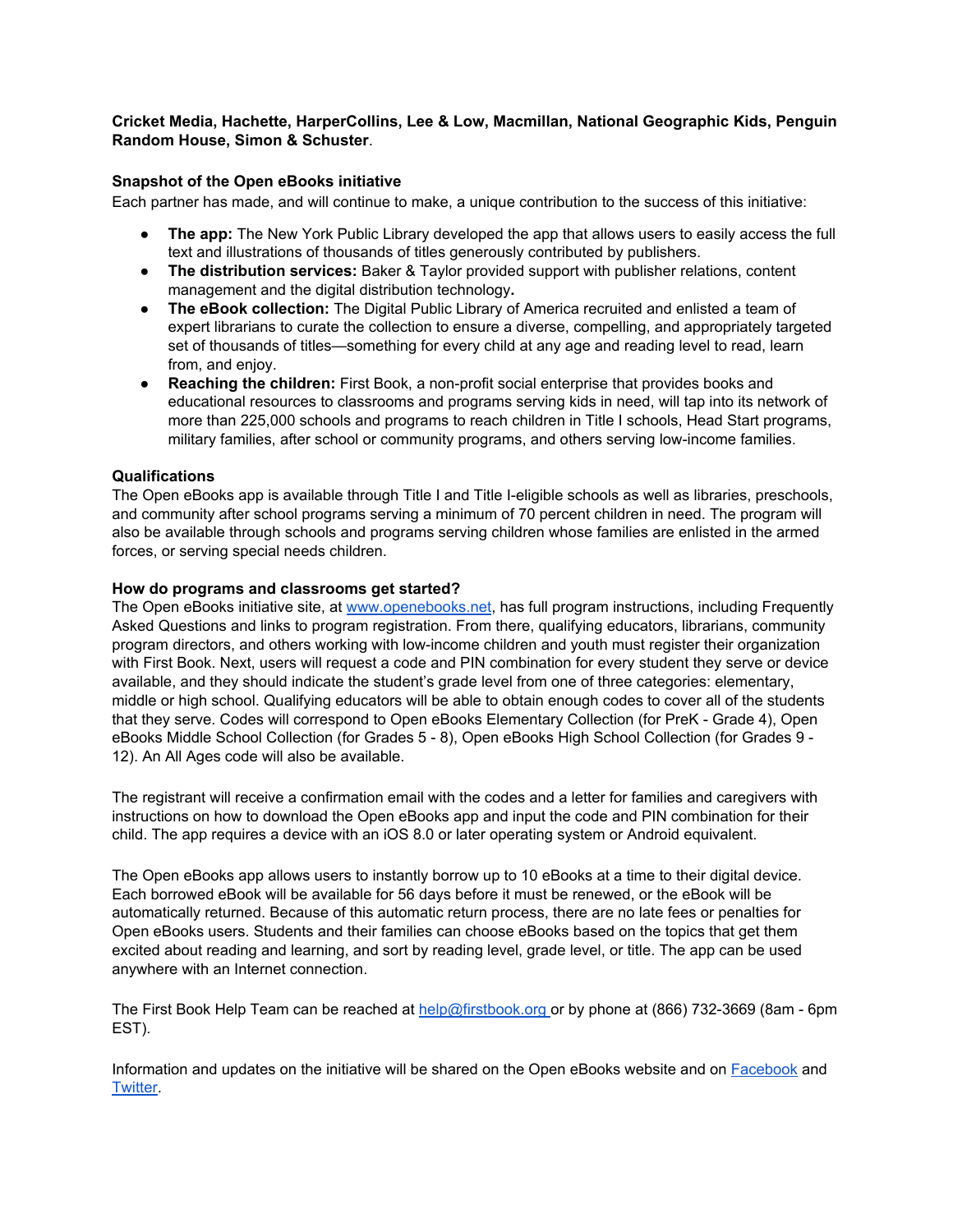**Cricket Media, Hachette, HarperCollins, Lee & Low, Macmillan, National Geographic Kids, Penguin Random House, Simon & Schuster**.

**Snapshot of the Open eBooks initiative**

Each partner has made, and will continue to make, a unique contribution to the success of this initiative:

- **The app:** The New York Public Library developed the app that allows users to easily access the full text and illustrations of thousands of titles generously contributed by publishers.
- **The distribution services:** Baker & Taylor provided support with publisher relations, content management and the digital distribution technology**.**
- **The eBook collection:** The Digital Public Library of America recruited and enlisted a team of expert librarians to curate the collection to ensure a diverse, compelling, and appropriately targeted set of thousands of titles—something for every child at any age and reading level to read, learn from, and enjoy.
- **Reaching the children:** First Book, a non-profit social enterprise that provides books and educational resources to classrooms and programs serving kids in need, will tap into its network of more than 225,000 schools and programs to reach children in Title I schools, Head Start programs, military families, after school or community programs, and others serving low-income families.

**Qualifications**

The Open eBooks app is available through Title I and Title I-eligible schools as well as libraries, preschools, and community after school programs serving a minimum of 70 percent children in need. The program will also be available through schools and programs serving children whose families are enlisted in the armed forces, or serving special needs children.

**How do programs and classrooms get started?**

The Open eBooks initiative site, at [www.openebooks.net](http://www.openebooks.net), has full program instructions, including Frequently Asked Questions and links to program registration. From there, qualifying educators, librarians, community program directors, and others working with low-income children and youth must register their organization with First Book. Next, users will request a code and PIN combination for every student they serve or device available, and they should indicate the student's grade level from one of three categories: elementary, middle or high school. Qualifying educators will be able to obtain enough codes to cover all of the students that they serve. Codes will correspond to Open eBooks Elementary Collection (for PreK - Grade 4), Open eBooks Middle School Collection (for Grades 5 - 8), Open eBooks High School Collection (for Grades 9 - 12). An All Ages code will also be available.

The registrant will receive a confirmation email with the codes and a letter for families and caregivers with instructions on how to download the Open eBooks app and input the code and PIN combination for their child. The app requires a device with an iOS 8.0 or later operating system or Android equivalent.

The Open eBooks app allows users to instantly borrow up to 10 eBooks at a time to their digital device. Each borrowed eBook will be available for 56 days before it must be renewed, or the eBook will be automatically returned. Because of this automatic return process, there are no late fees or penalties for Open eBooks users. Students and their families can choose eBooks based on the topics that get them excited about reading and learning, and sort by reading level, grade level, or title. The app can be used anywhere with an Internet connection.

The First Book Help Team can be reached at [help@firstbook.org](mailto:help@firstbook.org) or by phone at (866) 732-3669 (8am - 6pm EST).

Information and updates on the initiative will be shared on the Open eBooks website and on Facebook and Twitter.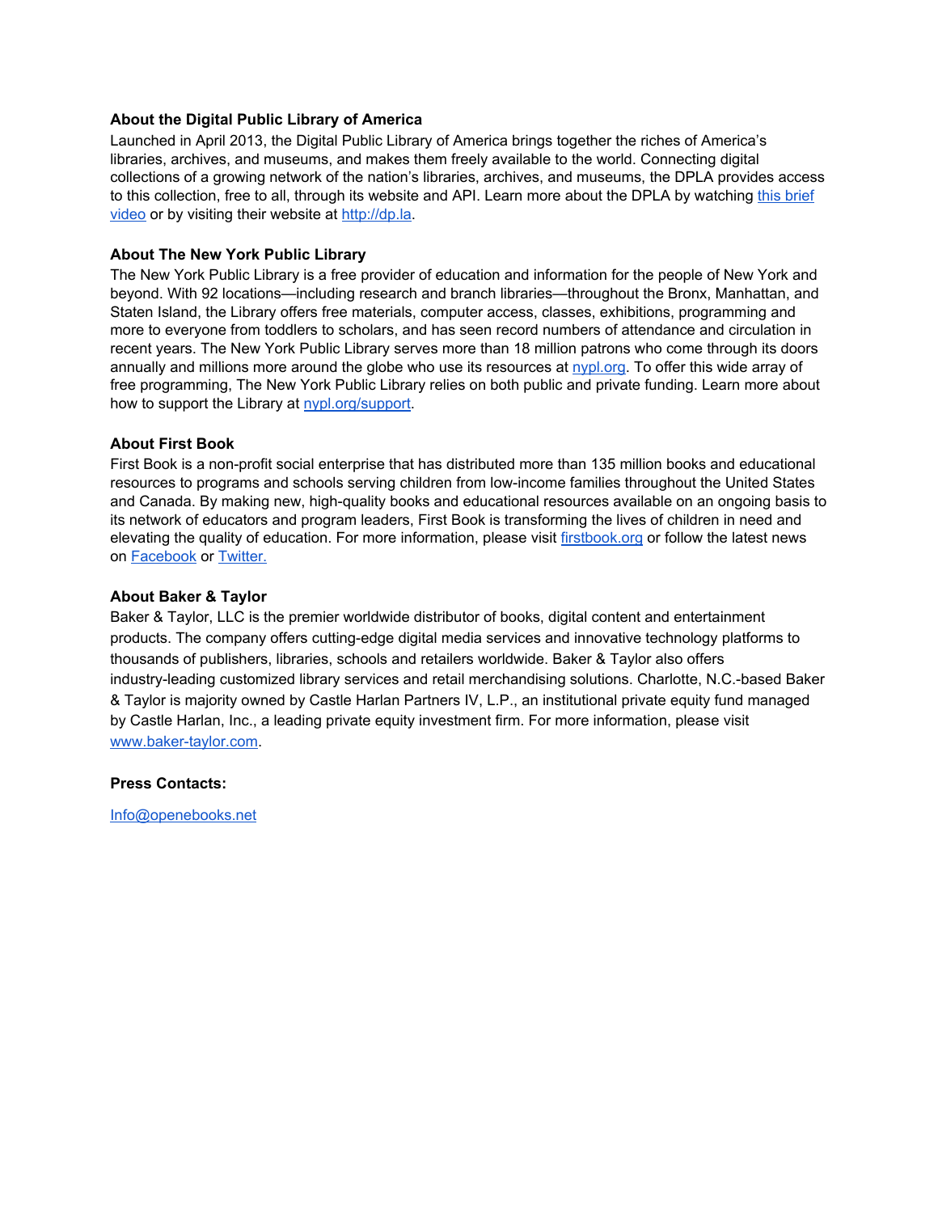**About the Digital Public Library of America**

Launched in April 2013, the Digital Public Library of America brings together the riches of America's libraries, archives, and museums, and makes them freely available to the world. Connecting digital collections of a growing network of the nation's libraries, archives, and museums, the DPLA provides access to this collection, free to all, through its website and API. Learn more about the DPLA by watching this brief video or by visiting their website at http://dp.la.

**About The New York Public Library**

The New York Public Library is a free provider of education and information for the people of New York and beyond. With 92 locations—including research and branch libraries—throughout the Bronx, Manhattan, and Staten Island, the Library offers free materials, computer access, classes, exhibitions, programming and more to everyone from toddlers to scholars, and has seen record numbers of attendance and circulation in recent years. The New York Public Library serves more than 18 million patrons who come through its doors annually and millions more around the globe who use its resources at nypl.org. To offer this wide array of free programming, The New York Public Library relies on both public and private funding. Learn more about how to support the Library at nypl.org/support.

**About First Book**

First Book is a non-profit social enterprise that has distributed more than 135 million books and educational resources to programs and schools serving children from low-income families throughout the United States and Canada. By making new, high-quality books and educational resources available on an ongoing basis to its network of educators and program leaders, First Book is transforming the lives of children in need and elevating the quality of education. For more information, please visit firstbook.org or follow the latest news on Facebook or Twitter.

**About Baker & Taylor**

Baker & Taylor, LLC is the premier worldwide distributor of books, digital content and entertainment products. The company offers cutting-edge digital media services and innovative technology platforms to thousands of publishers, libraries, schools and retailers worldwide. Baker & Taylor also offers industry-leading customized library services and retail merchandising solutions. Charlotte, N.C.-based Baker & Taylor is majority owned by Castle Harlan Partners IV, L.P., an institutional private equity fund managed by Castle Harlan, Inc., a leading private equity investment firm. For more information, please visit www.baker-taylor.com.

**Press Contacts:**

Info@openebooks.net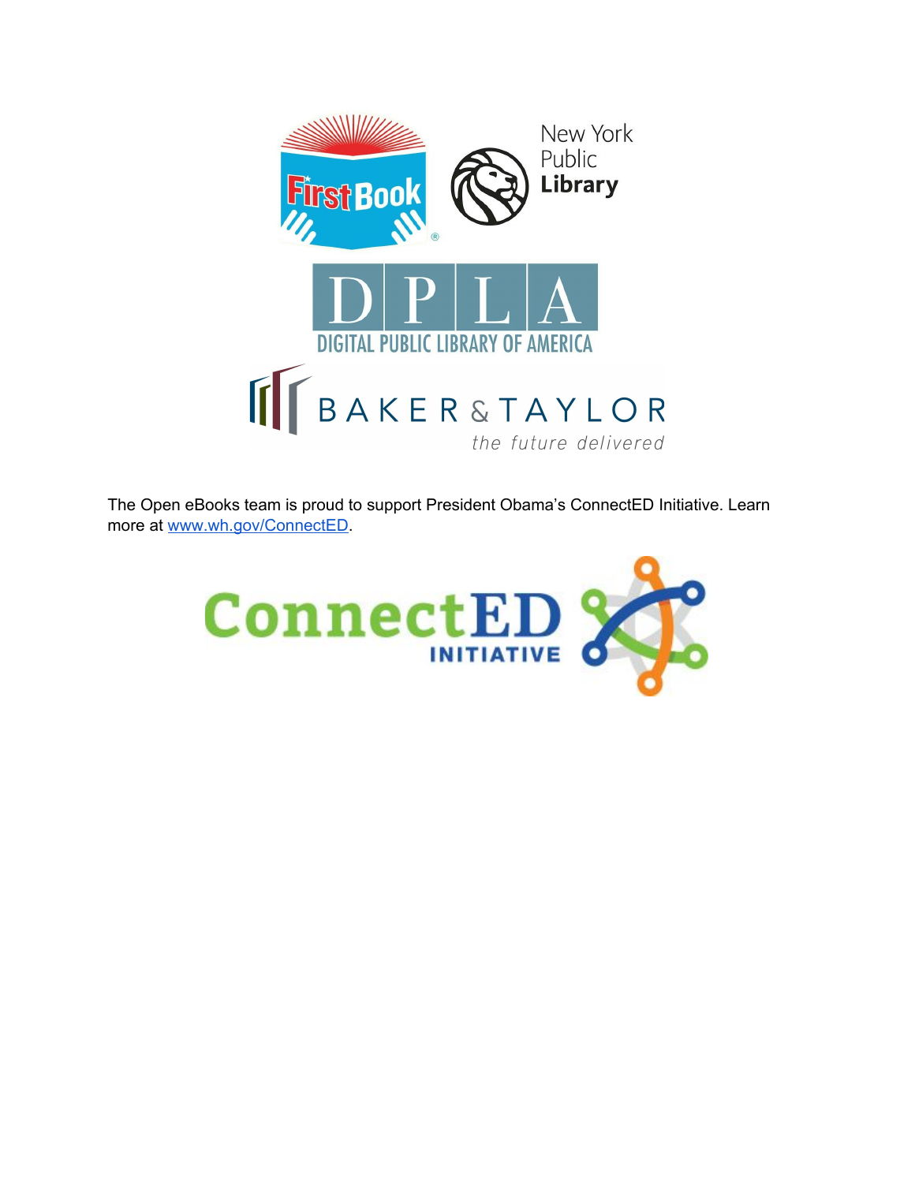The Open eBooks team is proud to support President Obama's ConnectED Initiative. Learn more at [www.wh.gov/ConnectED](http://www.wh.gov/ConnectED).